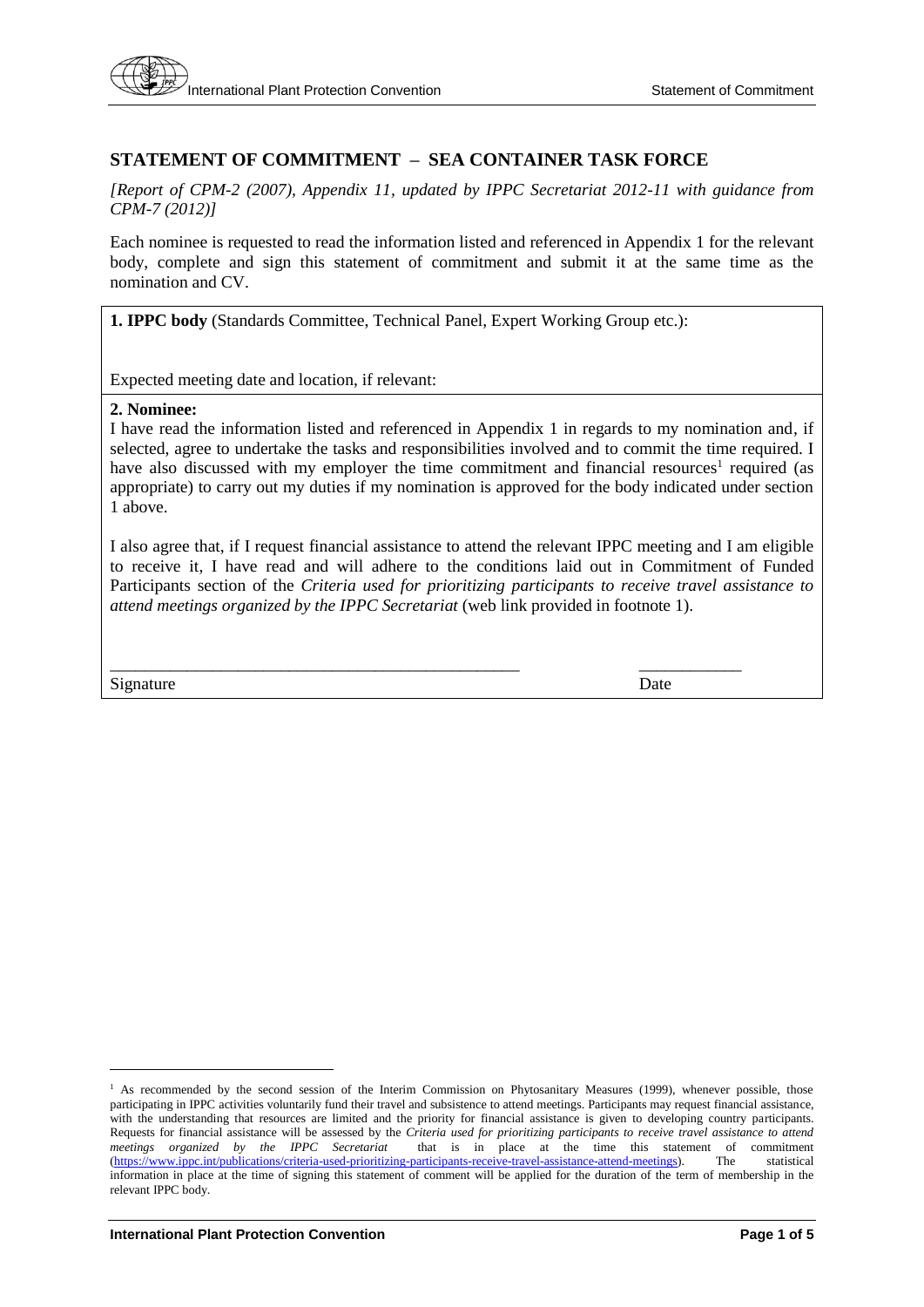## STATEMENT OF COMMITMENT – SEA CONTAINER TASK FORCE

*[Report of CPM-2 (2007), Appendix 11, updated by IPPC Secretariat 2012-11 with guidance from CPM-7 (2012)]*

Each nominee is requested to read the information listed and referenced in Appendix 1 for the relevant body, complete and sign this statement of commitment and submit it at the same time as the nomination and CV.

**1. IPPC body** (Standards Committee, Technical Panel, Expert Working Group etc.):

Expected meeting date and location, if relevant:

**2. Nominee:**

I have read the information listed and referenced in Appendix 1 in regards to my nomination and, if selected, agree to undertake the tasks and responsibilities involved and to commit the time required. I have also discussed with my employer the time commitment and financial resources[1] required (as appropriate) to carry out my duties if my nomination is approved for the body indicated under section 1 above.

I also agree that, if I request financial assistance to attend the relevant IPPC meeting and I am eligible to receive it, I have read and will adhere to the conditions laid out in Commitment of Funded Participants section of the *Criteria used for prioritizing participants to receive travel assistance to attend meetings organized by the IPPC Secretariat* (web link provided in footnote 1).

\_\_\_\_\_\_\_\_\_\_\_\_\_\_\_\_\_\_\_\_\_\_\_\_\_\_\_\_\_\_\_\_\_\_\_\_\_\_\_\_\_\_\_\_\_\_ \_\_\_\_\_\_\_\_\_\_\_\_

Signature Date

[1] As recommended by the second session of the Interim Commission on Phytosanitary Measures (1999), whenever possible, those participating in IPPC activities voluntarily fund their travel and subsistence to attend meetings. Participants may request financial assistance, with the understanding that resources are limited and the priority for financial assistance is given to developing country participants. Requests for financial assistance will be assessed by the *Criteria used for prioritizing participants to receive travel assistance to attend meetings organized by the IPPC Secretariat* that is in place at the time this statement of commitment (https://www.ippc.int/publications/criteria-used-prioritizing-participants-receive-travel-assistance-attend-meetings). The statistical information in place at the time of signing this statement of comment will be applied for the duration of the term of membership in the relevant IPPC body.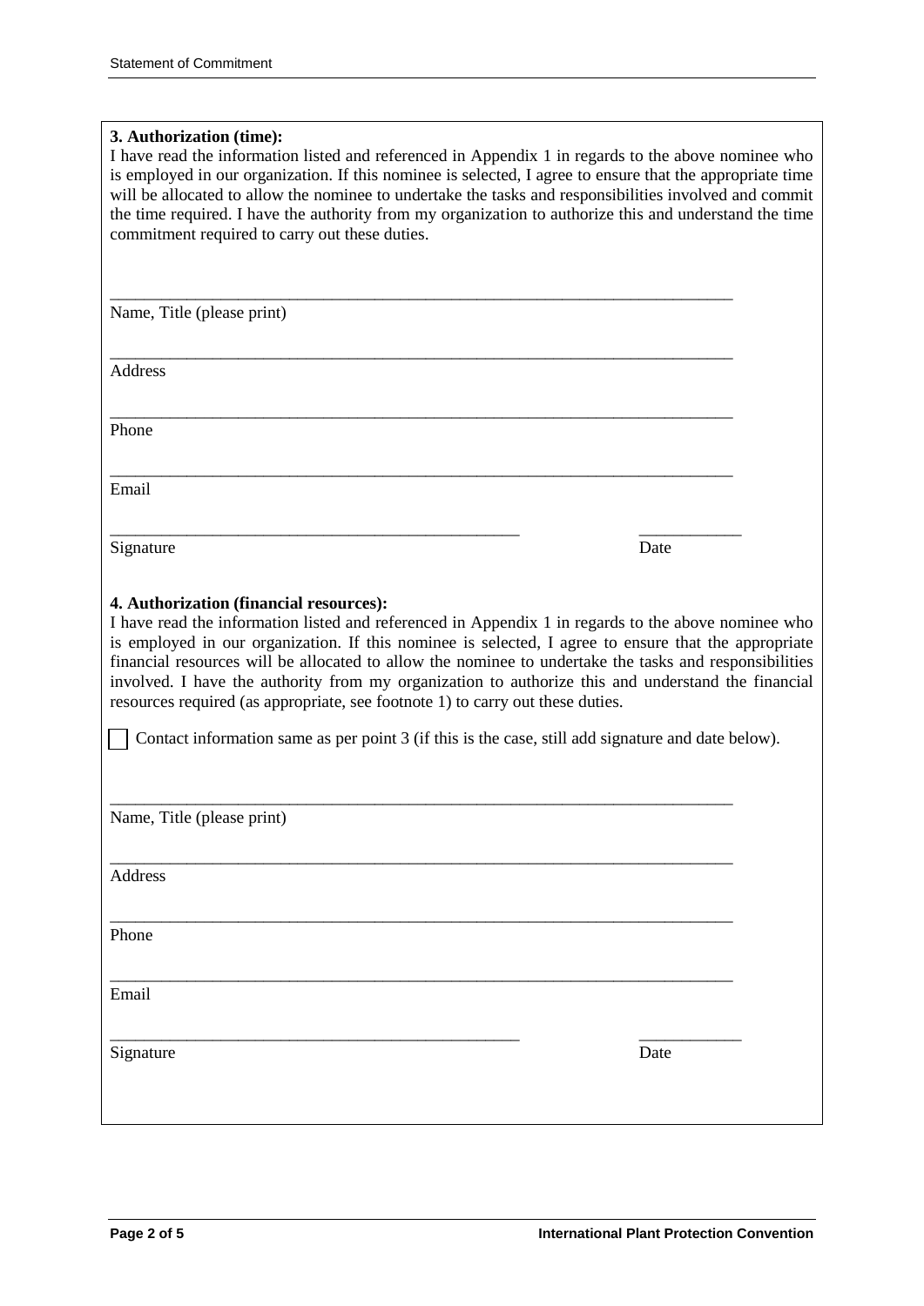**3. Authorization (time):**

I have read the information listed and referenced in Appendix 1 in regards to the above nominee who is employed in our organization. If this nominee is selected, I agree to ensure that the appropriate time will be allocated to allow the nominee to undertake the tasks and responsibilities involved and commit the time required. I have the authority from my organization to authorize this and understand the time commitment required to carry out these duties.

\_\_\_\_\_\_\_\_\_\_\_\_\_\_\_\_\_\_\_\_\_\_\_\_\_\_\_\_\_\_\_\_\_\_\_\_\_\_\_\_\_\_\_\_\_\_\_\_\_\_\_\_\_\_\_\_\_\_\_\_\_\_\_\_\_\_\_\_\_\_\_\_

Name, Title (please print)

\_\_\_\_\_\_\_\_\_\_\_\_\_\_\_\_\_\_\_\_\_\_\_\_\_\_\_\_\_\_\_\_\_\_\_\_\_\_\_\_\_\_\_\_\_\_\_\_\_\_\_\_\_\_\_\_\_\_\_\_\_\_\_\_\_\_\_\_\_\_\_\_

Address

\_\_\_\_\_\_\_\_\_\_\_\_\_\_\_\_\_\_\_\_\_\_\_\_\_\_\_\_\_\_\_\_\_\_\_\_\_\_\_\_\_\_\_\_\_\_\_\_\_\_\_\_\_\_\_\_\_\_\_\_\_\_\_\_\_\_\_\_\_\_\_\_

Phone

\_\_\_\_\_\_\_\_\_\_\_\_\_\_\_\_\_\_\_\_\_\_\_\_\_\_\_\_\_\_\_\_\_\_\_\_\_\_\_\_\_\_\_\_\_\_\_\_\_\_\_\_\_\_\_\_\_\_\_\_\_\_\_\_\_\_\_\_\_\_\_\_

Email

\_\_\_\_\_\_\_\_\_\_\_\_\_\_\_\_\_\_\_\_\_\_\_\_\_\_\_\_\_\_\_\_\_\_\_\_\_\_\_\_\_\_\_\_\_\_\_\_ \_\_\_\_\_\_\_\_\_\_\_\_

Signature Date

**4. Authorization (financial resources):**

I have read the information listed and referenced in Appendix 1 in regards to the above nominee who is employed in our organization. If this nominee is selected, I agree to ensure that the appropriate financial resources will be allocated to allow the nominee to undertake the tasks and responsibilities involved. I have the authority from my organization to authorize this and understand the financial resources required (as appropriate, see footnote 1) to carry out these duties.

☐ Contact information same as per point 3 (if this is the case, still add signature and date below).

\_\_\_\_\_\_\_\_\_\_\_\_\_\_\_\_\_\_\_\_\_\_\_\_\_\_\_\_\_\_\_\_\_\_\_\_\_\_\_\_\_\_\_\_\_\_\_\_\_\_\_\_\_\_\_\_\_\_\_\_\_\_\_\_\_\_\_\_\_\_\_\_

Name, Title (please print)

\_\_\_\_\_\_\_\_\_\_\_\_\_\_\_\_\_\_\_\_\_\_\_\_\_\_\_\_\_\_\_\_\_\_\_\_\_\_\_\_\_\_\_\_\_\_\_\_\_\_\_\_\_\_\_\_\_\_\_\_\_\_\_\_\_\_\_\_\_\_\_\_

Address

\_\_\_\_\_\_\_\_\_\_\_\_\_\_\_\_\_\_\_\_\_\_\_\_\_\_\_\_\_\_\_\_\_\_\_\_\_\_\_\_\_\_\_\_\_\_\_\_\_\_\_\_\_\_\_\_\_\_\_\_\_\_\_\_\_\_\_\_\_\_\_\_

Phone

\_\_\_\_\_\_\_\_\_\_\_\_\_\_\_\_\_\_\_\_\_\_\_\_\_\_\_\_\_\_\_\_\_\_\_\_\_\_\_\_\_\_\_\_\_\_\_\_\_\_\_\_\_\_\_\_\_\_\_\_\_\_\_\_\_\_\_\_\_\_\_\_

Email

\_\_\_\_\_\_\_\_\_\_\_\_\_\_\_\_\_\_\_\_\_\_\_\_\_\_\_\_\_\_\_\_\_\_\_\_\_\_\_\_\_\_\_\_\_\_\_\_ \_\_\_\_\_\_\_\_\_\_\_\_

Signature Date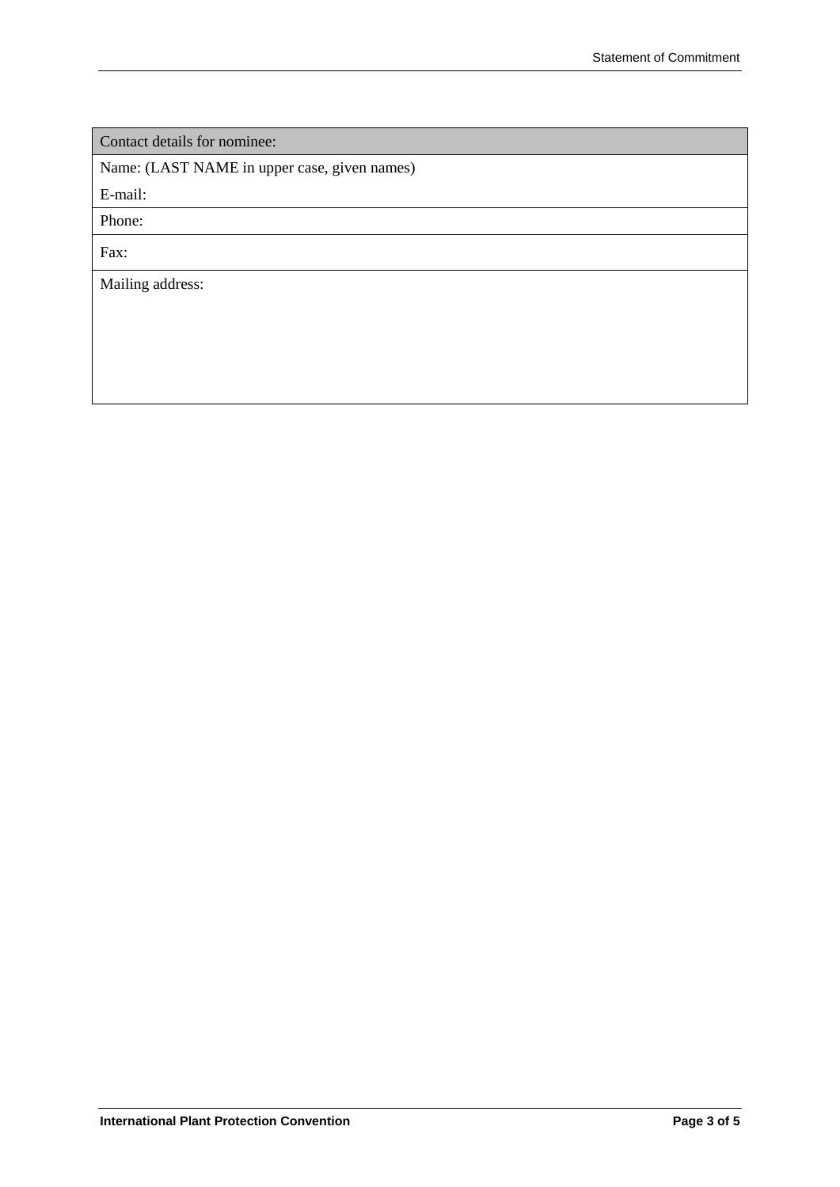| Contact details for nominee: |
| --- |
| Name: (LAST NAME in upper case, given names) |
| E-mail: |
| Phone: |
| Fax: |
| Mailing address: |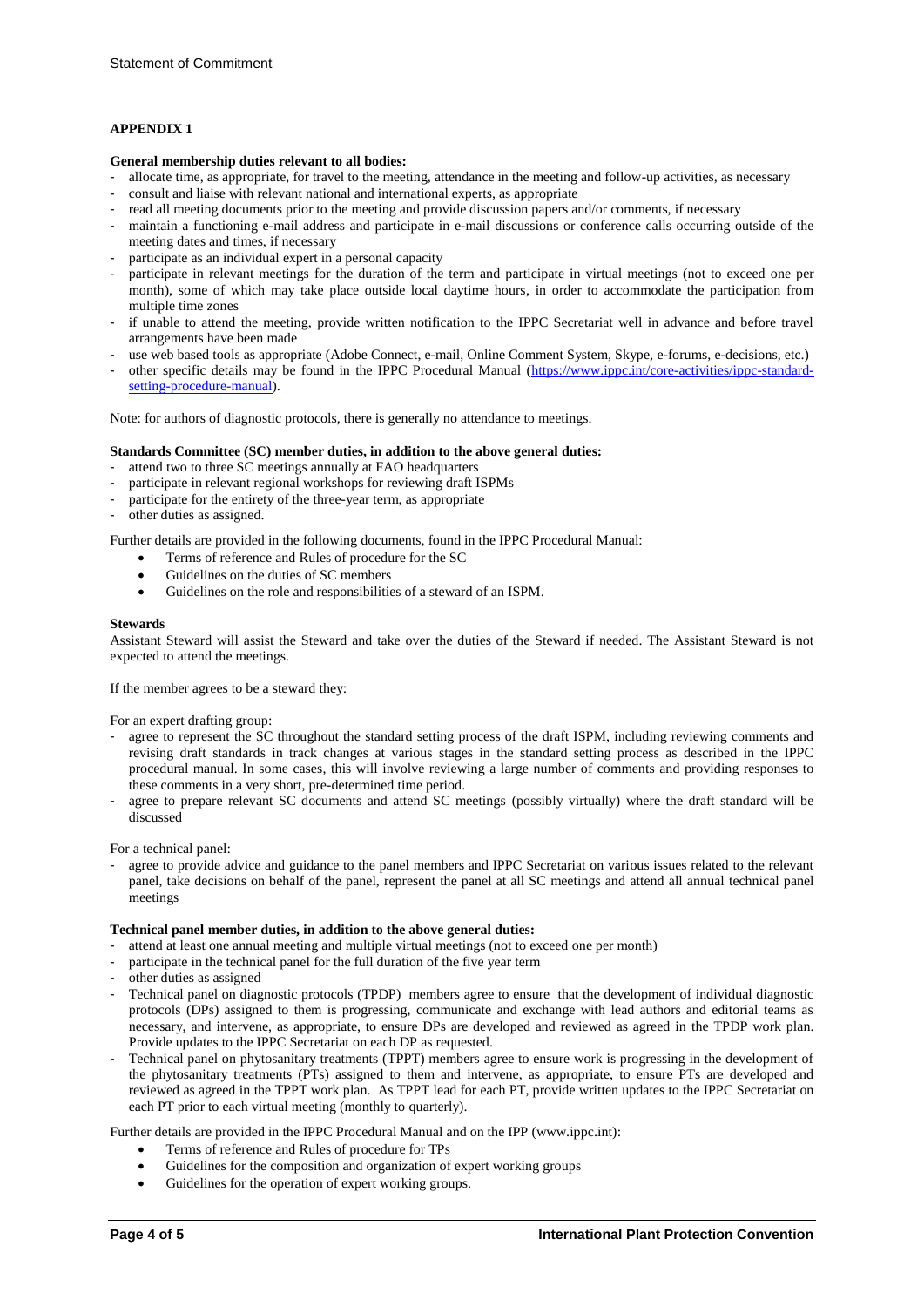**APPENDIX 1**

**General membership duties relevant to all bodies:**

- allocate time, as appropriate, for travel to the meeting, attendance in the meeting and follow-up activities, as necessary
- consult and liaise with relevant national and international experts, as appropriate
- read all meeting documents prior to the meeting and provide discussion papers and/or comments, if necessary
- maintain a functioning e-mail address and participate in e-mail discussions or conference calls occurring outside of the meeting dates and times, if necessary
- participate as an individual expert in a personal capacity
- participate in relevant meetings for the duration of the term and participate in virtual meetings (not to exceed one per month), some of which may take place outside local daytime hours, in order to accommodate the participation from multiple time zones
- if unable to attend the meeting, provide written notification to the IPPC Secretariat well in advance and before travel arrangements have been made
- use web based tools as appropriate (Adobe Connect, e-mail, Online Comment System, Skype, e-forums, e-decisions, etc.)
- other specific details may be found in the IPPC Procedural Manual (https://www.ippc.int/core-activities/ippc-standard-setting-procedure-manual).

Note: for authors of diagnostic protocols, there is generally no attendance to meetings.

**Standards Committee (SC) member duties, in addition to the above general duties:**

- attend two to three SC meetings annually at FAO headquarters
- participate in relevant regional workshops for reviewing draft ISPMs
- participate for the entirety of the three-year term, as appropriate
- other duties as assigned.

Further details are provided in the following documents, found in the IPPC Procedural Manual:

- Terms of reference and Rules of procedure for the SC
- Guidelines on the duties of SC members
- Guidelines on the role and responsibilities of a steward of an ISPM.

**Stewards**

Assistant Steward will assist the Steward and take over the duties of the Steward if needed. The Assistant Steward is not expected to attend the meetings.

If the member agrees to be a steward they:

For an expert drafting group:

- agree to represent the SC throughout the standard setting process of the draft ISPM, including reviewing comments and revising draft standards in track changes at various stages in the standard setting process as described in the IPPC procedural manual. In some cases, this will involve reviewing a large number of comments and providing responses to these comments in a very short, pre-determined time period.
- agree to prepare relevant SC documents and attend SC meetings (possibly virtually) where the draft standard will be discussed

For a technical panel:

- agree to provide advice and guidance to the panel members and IPPC Secretariat on various issues related to the relevant panel, take decisions on behalf of the panel, represent the panel at all SC meetings and attend all annual technical panel meetings

**Technical panel member duties, in addition to the above general duties:**

- attend at least one annual meeting and multiple virtual meetings (not to exceed one per month)
- participate in the technical panel for the full duration of the five year term
- other duties as assigned
- Technical panel on diagnostic protocols (TPDP) members agree to ensure that the development of individual diagnostic protocols (DPs) assigned to them is progressing, communicate and exchange with lead authors and editorial teams as necessary, and intervene, as appropriate, to ensure DPs are developed and reviewed as agreed in the TPDP work plan. Provide updates to the IPPC Secretariat on each DP as requested.
- Technical panel on phytosanitary treatments (TPPT) members agree to ensure work is progressing in the development of the phytosanitary treatments (PTs) assigned to them and intervene, as appropriate, to ensure PTs are developed and reviewed as agreed in the TPPT work plan. As TPPT lead for each PT, provide written updates to the IPPC Secretariat on each PT prior to each virtual meeting (monthly to quarterly).

Further details are provided in the IPPC Procedural Manual and on the IPP (www.ippc.int):

- Terms of reference and Rules of procedure for TPs
- Guidelines for the composition and organization of expert working groups
- Guidelines for the operation of expert working groups.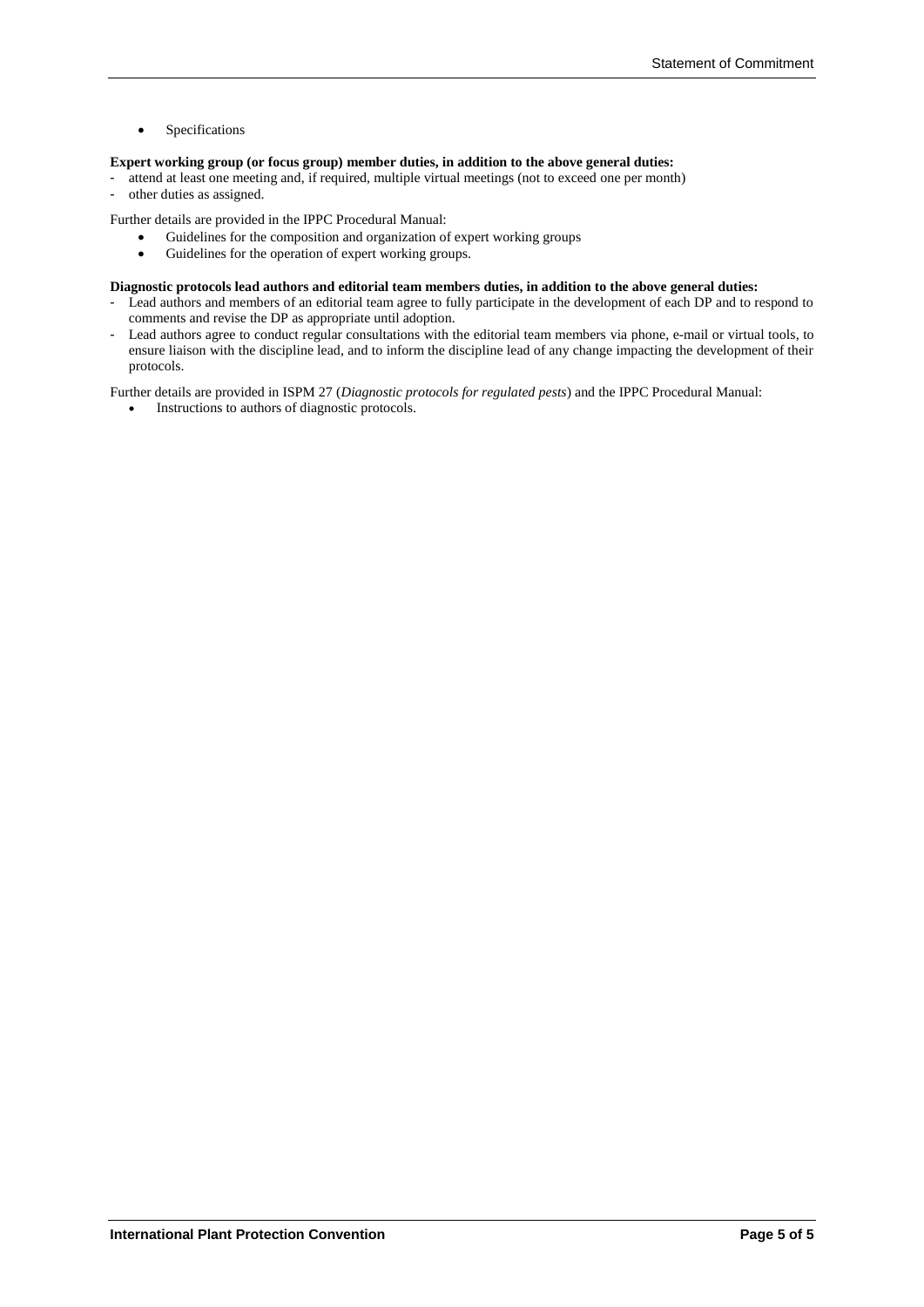- Specifications

**Expert working group (or focus group) member duties, in addition to the above general duties:**

- attend at least one meeting and, if required, multiple virtual meetings (not to exceed one per month)
- other duties as assigned.

Further details are provided in the IPPC Procedural Manual:

- Guidelines for the composition and organization of expert working groups
- Guidelines for the operation of expert working groups.

**Diagnostic protocols lead authors and editorial team members duties, in addition to the above general duties:**

- Lead authors and members of an editorial team agree to fully participate in the development of each DP and to respond to comments and revise the DP as appropriate until adoption.
- Lead authors agree to conduct regular consultations with the editorial team members via phone, e-mail or virtual tools, to ensure liaison with the discipline lead, and to inform the discipline lead of any change impacting the development of their protocols.

Further details are provided in ISPM 27 (*Diagnostic protocols for regulated pests*) and the IPPC Procedural Manual:

- Instructions to authors of diagnostic protocols.